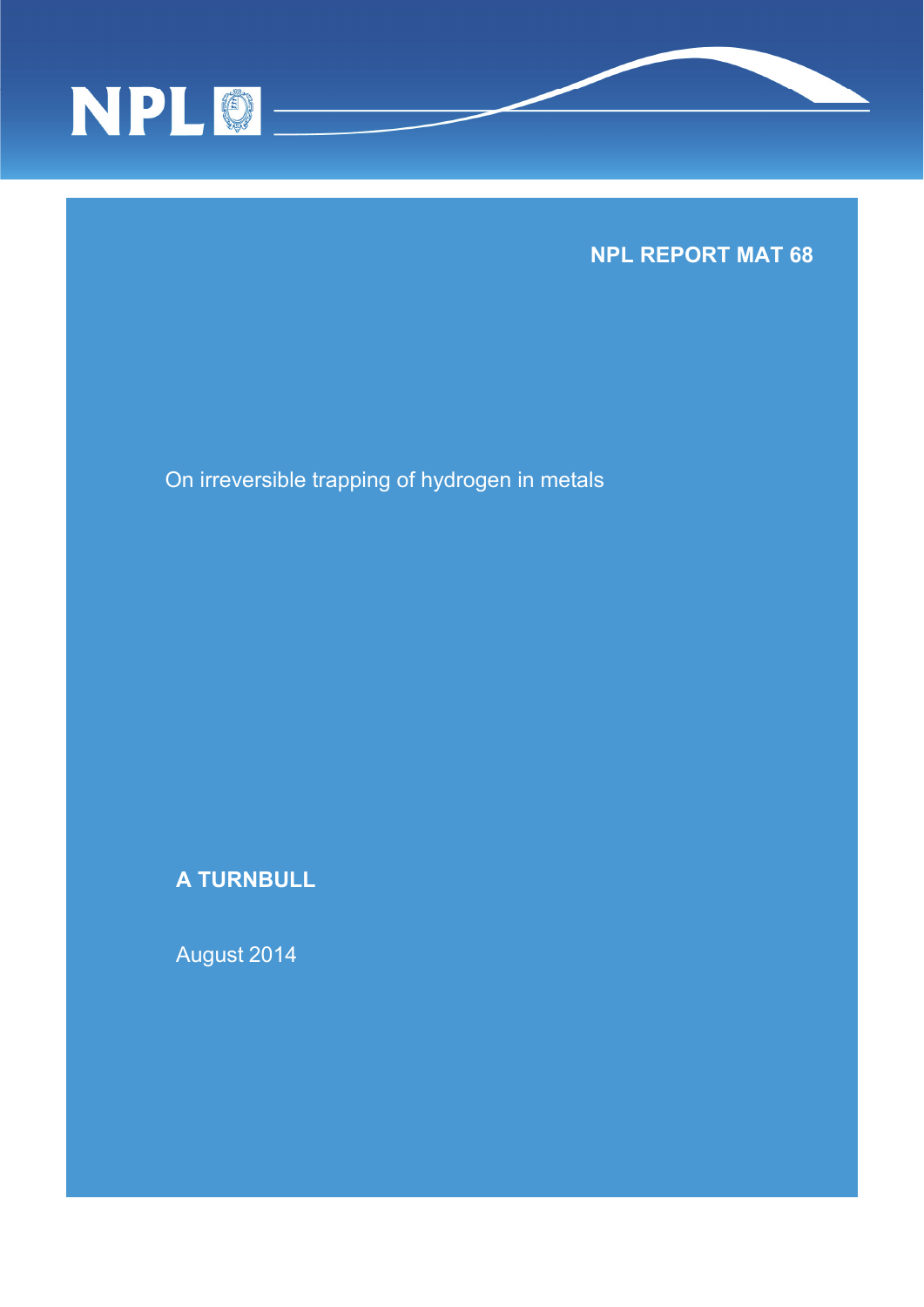NPL

**NPL REPORT MAT 68**

# On irreversible trapping of hydrogen in metals

**A TURNBULL**

August 2014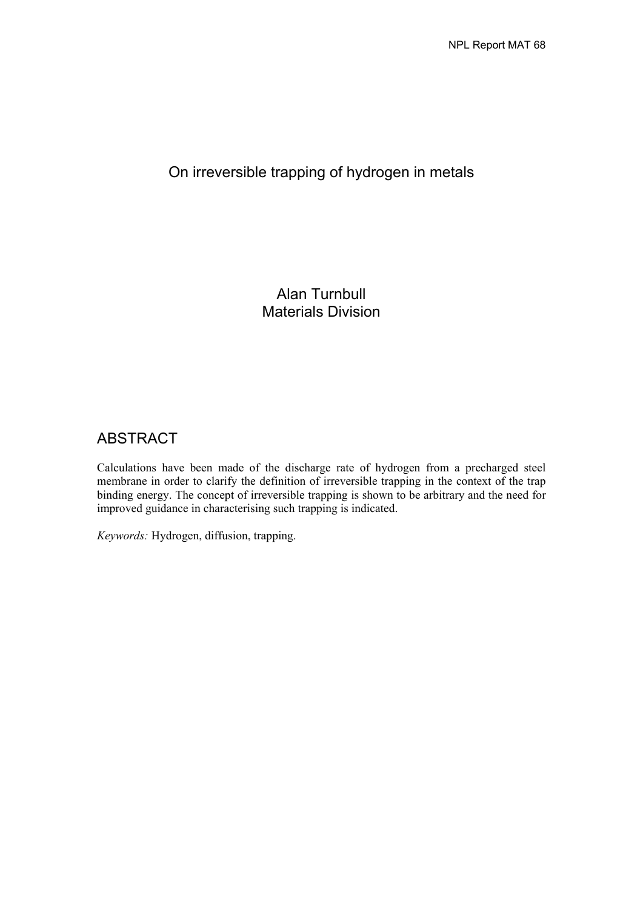# On irreversible trapping of hydrogen in metals

Alan Turnbull
Materials Division

## ABSTRACT

Calculations have been made of the discharge rate of hydrogen from a precharged steel membrane in order to clarify the definition of irreversible trapping in the context of the trap binding energy. The concept of irreversible trapping is shown to be arbitrary and the need for improved guidance in characterising such trapping is indicated.

*Keywords:* Hydrogen, diffusion, trapping.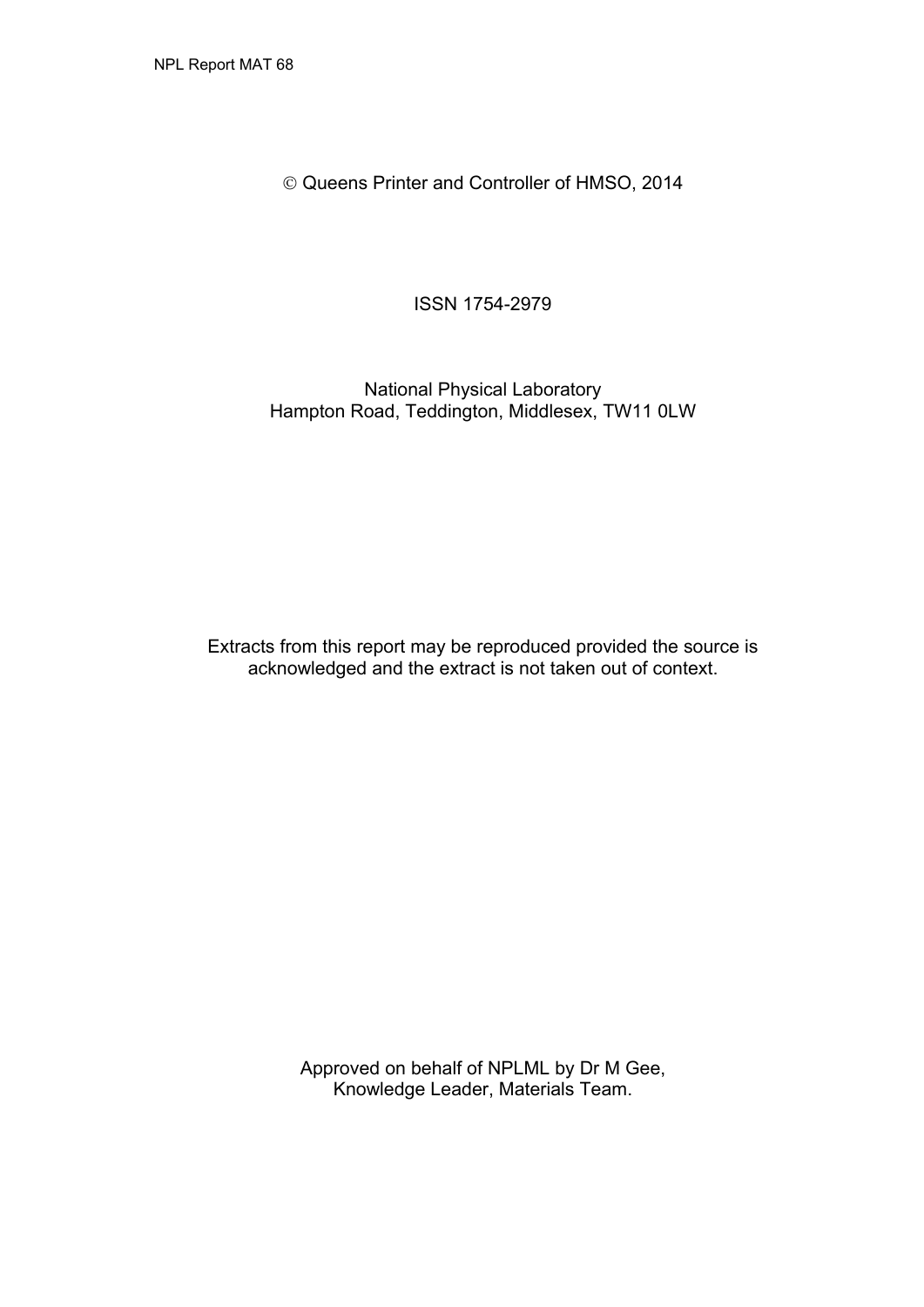© Queens Printer and Controller of HMSO, 2014

ISSN 1754-2979

National Physical Laboratory
Hampton Road, Teddington, Middlesex, TW11 0LW

Extracts from this report may be reproduced provided the source is acknowledged and the extract is not taken out of context.

Approved on behalf of NPLML by Dr M Gee,
Knowledge Leader, Materials Team.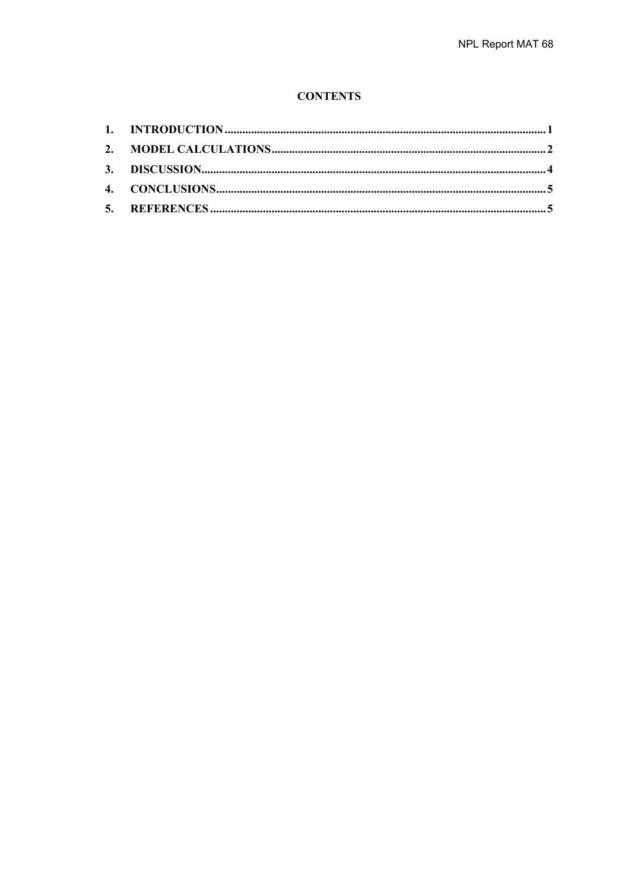## CONTENTS

1. INTRODUCTION .......... 1
2. MODEL CALCULATIONS .......... 2
3. DISCUSSION .......... 4
4. CONCLUSIONS .......... 5
5. REFERENCES .......... 5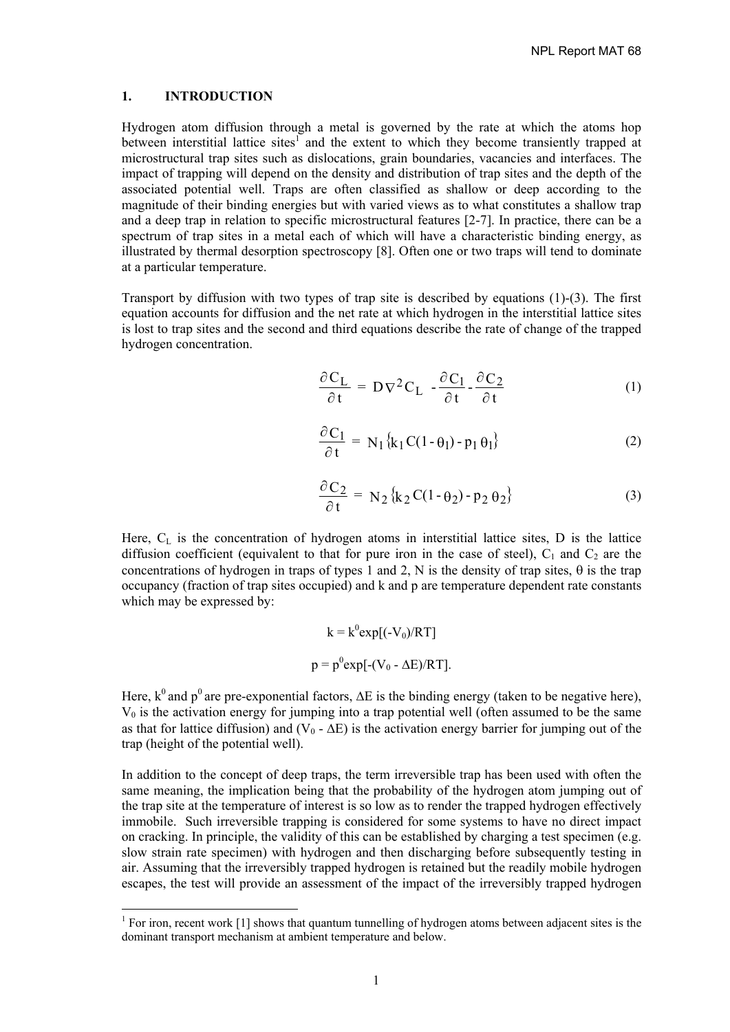## 1. INTRODUCTION

Hydrogen atom diffusion through a metal is governed by the rate at which the atoms hop between interstitial lattice sites[1] and the extent to which they become transiently trapped at microstructural trap sites such as dislocations, grain boundaries, vacancies and interfaces. The impact of trapping will depend on the density and distribution of trap sites and the depth of the associated potential well. Traps are often classified as shallow or deep according to the magnitude of their binding energies but with varied views as to what constitutes a shallow trap and a deep trap in relation to specific microstructural features [2-7]. In practice, there can be a spectrum of trap sites in a metal each of which will have a characteristic binding energy, as illustrated by thermal desorption spectroscopy [8]. Often one or two traps will tend to dominate at a particular temperature.

Transport by diffusion with two types of trap site is described by equations (1)-(3). The first equation accounts for diffusion and the net rate at which hydrogen in the interstitial lattice sites is lost to trap sites and the second and third equations describe the rate of change of the trapped hydrogen concentration.

$$\frac{\partial C_L}{\partial t} = D\nabla^2 C_L - \frac{\partial C_1}{\partial t} - \frac{\partial C_2}{\partial t} \tag{1}$$

$$\frac{\partial C_1}{\partial t} = N_1\{k_1 C(1-\theta_1) - p_1\theta_1\} \tag{2}$$

$$\frac{\partial C_2}{\partial t} = N_2\{k_2 C(1-\theta_2) - p_2\theta_2\} \tag{3}$$

Here, $C_L$ is the concentration of hydrogen atoms in interstitial lattice sites, D is the lattice diffusion coefficient (equivalent to that for pure iron in the case of steel), $C_1$ and $C_2$ are the concentrations of hydrogen in traps of types 1 and 2, N is the density of trap sites, $\theta$ is the trap occupancy (fraction of trap sites occupied) and k and p are temperature dependent rate constants which may be expressed by:

$$k = k^0\exp[(-V_0)/RT]$$

$$p = p^0\exp[-(V_0 - \Delta E)/RT].$$

Here, $k^0$ and $p^0$ are pre-exponential factors, $\Delta E$ is the binding energy (taken to be negative here), $V_0$ is the activation energy for jumping into a trap potential well (often assumed to be the same as that for lattice diffusion) and $(V_0 - \Delta E)$ is the activation energy barrier for jumping out of the trap (height of the potential well).

In addition to the concept of deep traps, the term irreversible trap has been used with often the same meaning, the implication being that the probability of the hydrogen atom jumping out of the trap site at the temperature of interest is so low as to render the trapped hydrogen effectively immobile. Such irreversible trapping is considered for some systems to have no direct impact on cracking. In principle, the validity of this can be established by charging a test specimen (e.g. slow strain rate specimen) with hydrogen and then discharging before subsequently testing in air. Assuming that the irreversibly trapped hydrogen is retained but the readily mobile hydrogen escapes, the test will provide an assessment of the impact of the irreversibly trapped hydrogen

[1] For iron, recent work [1] shows that quantum tunnelling of hydrogen atoms between adjacent sites is the dominant transport mechanism at ambient temperature and below.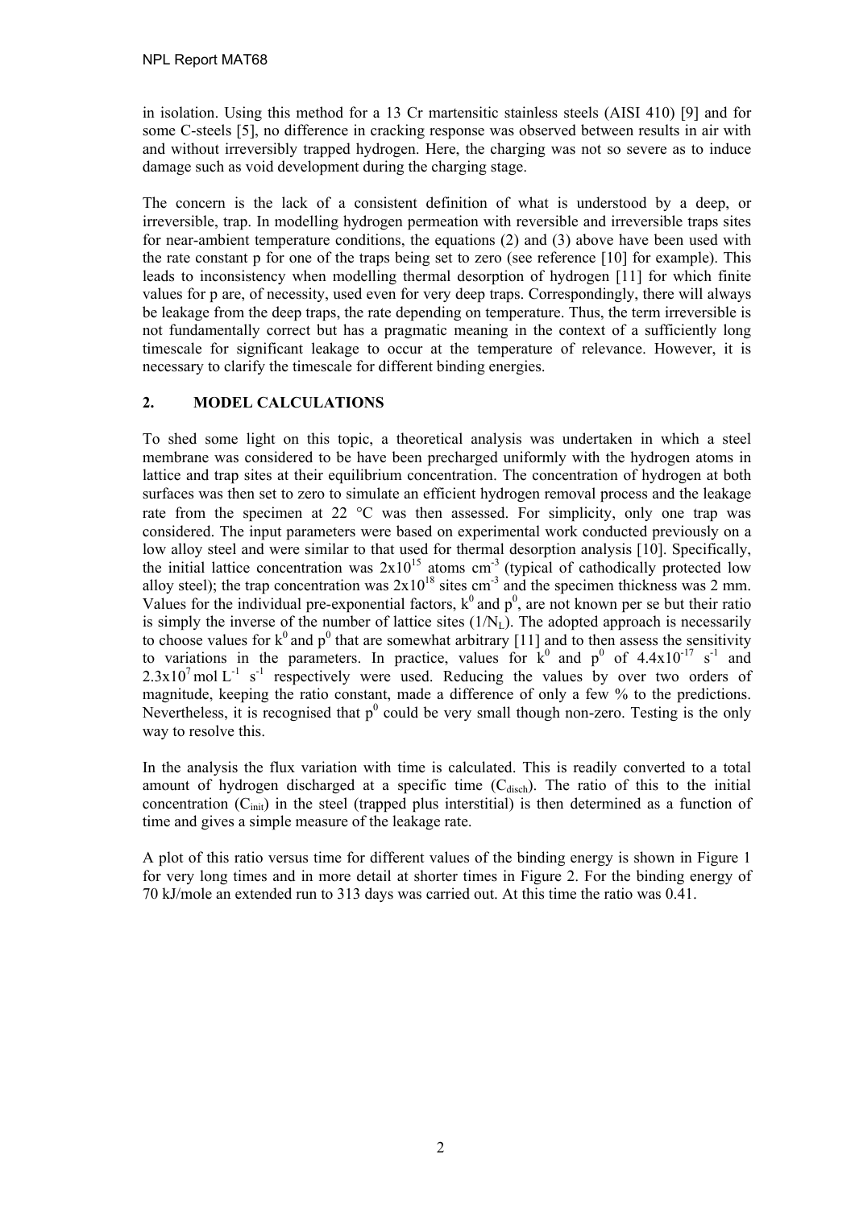in isolation. Using this method for a 13 Cr martensitic stainless steels (AISI 410) [9] and for some C-steels [5], no difference in cracking response was observed between results in air with and without irreversibly trapped hydrogen. Here, the charging was not so severe as to induce damage such as void development during the charging stage.

The concern is the lack of a consistent definition of what is understood by a deep, or irreversible, trap. In modelling hydrogen permeation with reversible and irreversible traps sites for near-ambient temperature conditions, the equations (2) and (3) above have been used with the rate constant p for one of the traps being set to zero (see reference [10] for example). This leads to inconsistency when modelling thermal desorption of hydrogen [11] for which finite values for p are, of necessity, used even for very deep traps. Correspondingly, there will always be leakage from the deep traps, the rate depending on temperature. Thus, the term irreversible is not fundamentally correct but has a pragmatic meaning in the context of a sufficiently long timescale for significant leakage to occur at the temperature of relevance. However, it is necessary to clarify the timescale for different binding energies.

## 2. MODEL CALCULATIONS

To shed some light on this topic, a theoretical analysis was undertaken in which a steel membrane was considered to be have been precharged uniformly with the hydrogen atoms in lattice and trap sites at their equilibrium concentration. The concentration of hydrogen at both surfaces was then set to zero to simulate an efficient hydrogen removal process and the leakage rate from the specimen at 22 °C was then assessed. For simplicity, only one trap was considered. The input parameters were based on experimental work conducted previously on a low alloy steel and were similar to that used for thermal desorption analysis [10]. Specifically, the initial lattice concentration was $2 \times 10^{15}$ atoms cm$^{-3}$ (typical of cathodically protected low alloy steel); the trap concentration was $2 \times 10^{18}$ sites cm$^{-3}$ and the specimen thickness was 2 mm. Values for the individual pre-exponential factors, $k^0$ and $p^0$, are not known per se but their ratio is simply the inverse of the number of lattice sites ($1/N_L$). The adopted approach is necessarily to choose values for $k^0$ and $p^0$ that are somewhat arbitrary [11] and to then assess the sensitivity to variations in the parameters. In practice, values for $k^0$ and $p^0$ of $4.4 \times 10^{-17}$ s$^{-1}$ and $2.3 \times 10^{7}$ mol L$^{-1}$ s$^{-1}$ respectively were used. Reducing the values by over two orders of magnitude, keeping the ratio constant, made a difference of only a few % to the predictions. Nevertheless, it is recognised that $p^0$ could be very small though non-zero. Testing is the only way to resolve this.

In the analysis the flux variation with time is calculated. This is readily converted to a total amount of hydrogen discharged at a specific time ($C_{disch}$). The ratio of this to the initial concentration ($C_{init}$) in the steel (trapped plus interstitial) is then determined as a function of time and gives a simple measure of the leakage rate.

A plot of this ratio versus time for different values of the binding energy is shown in Figure 1 for very long times and in more detail at shorter times in Figure 2. For the binding energy of 70 kJ/mole an extended run to 313 days was carried out. At this time the ratio was 0.41.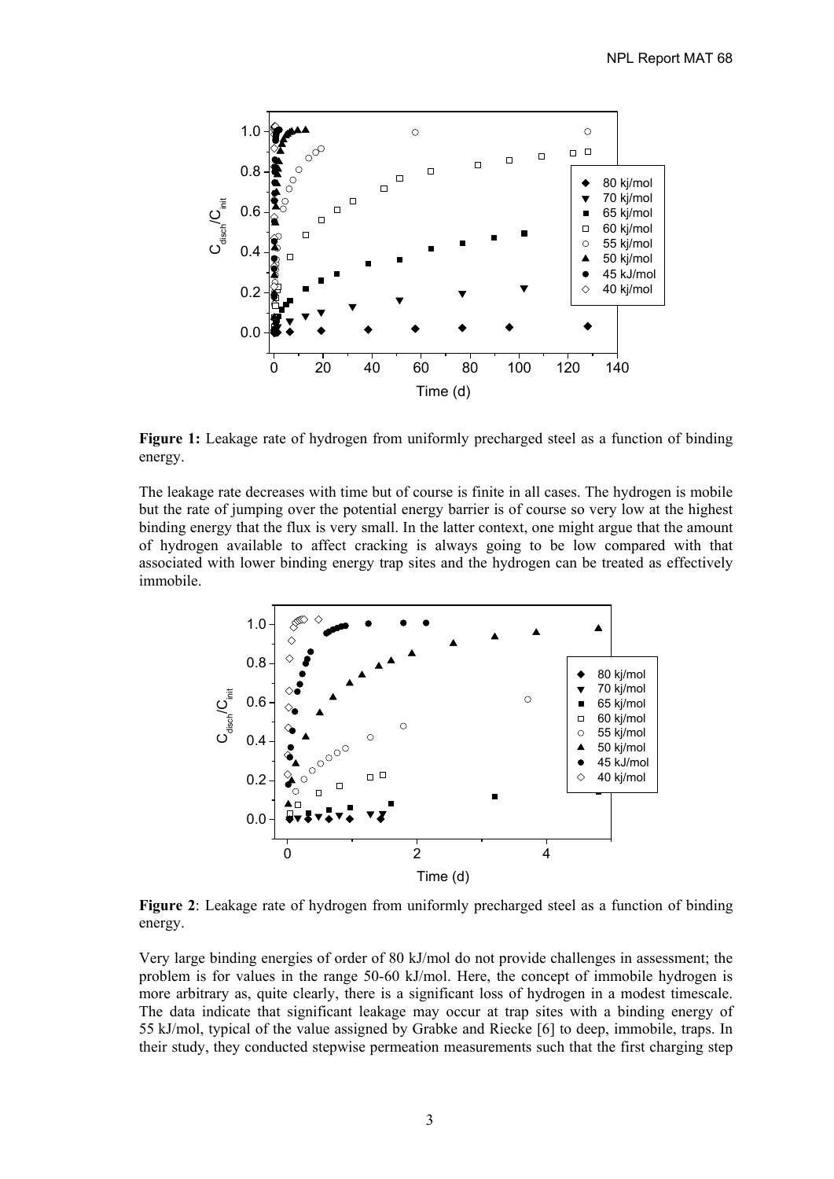**Figure 1:** Leakage rate of hydrogen from uniformly precharged steel as a function of binding energy.

The leakage rate decreases with time but of course is finite in all cases. The hydrogen is mobile but the rate of jumping over the potential energy barrier is of course so very low at the highest binding energy that the flux is very small. In the latter context, one might argue that the amount of hydrogen available to affect cracking is always going to be low compared with that associated with lower binding energy trap sites and the hydrogen can be treated as effectively immobile.

**Figure 2**: Leakage rate of hydrogen from uniformly precharged steel as a function of binding energy.

Very large binding energies of order of 80 kJ/mol do not provide challenges in assessment; the problem is for values in the range 50-60 kJ/mol. Here, the concept of immobile hydrogen is more arbitrary as, quite clearly, there is a significant loss of hydrogen in a modest timescale. The data indicate that significant leakage may occur at trap sites with a binding energy of 55 kJ/mol, typical of the value assigned by Grabke and Riecke [6] to deep, immobile, traps. In their study, they conducted stepwise permeation measurements such that the first charging step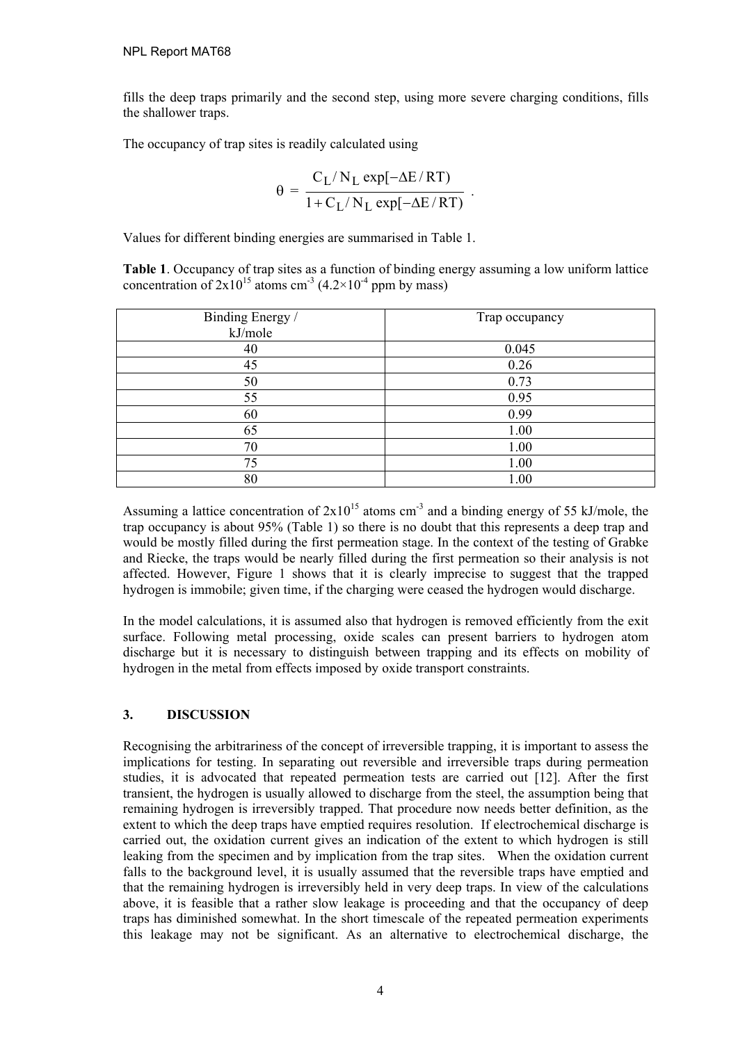fills the deep traps primarily and the second step, using more severe charging conditions, fills the shallower traps.

The occupancy of trap sites is readily calculated using

$$\theta = \frac{C_L / N_L \exp[-\Delta E / RT)}{1 + C_L / N_L \exp[-\Delta E / RT)} .$$

Values for different binding energies are summarised in Table 1.

**Table 1**. Occupancy of trap sites as a function of binding energy assuming a low uniform lattice concentration of $2 \times 10^{15}$ atoms $cm^{-3}$ ($4.2 \times 10^{-4}$ ppm by mass)

| Binding Energy / kJ/mole | Trap occupancy |
|---|---|
| 40 | 0.045 |
| 45 | 0.26 |
| 50 | 0.73 |
| 55 | 0.95 |
| 60 | 0.99 |
| 65 | 1.00 |
| 70 | 1.00 |
| 75 | 1.00 |
| 80 | 1.00 |

Assuming a lattice concentration of $2 \times 10^{15}$ atoms $cm^{-3}$ and a binding energy of 55 kJ/mole, the trap occupancy is about 95% (Table 1) so there is no doubt that this represents a deep trap and would be mostly filled during the first permeation stage. In the context of the testing of Grabke and Riecke, the traps would be nearly filled during the first permeation so their analysis is not affected. However, Figure 1 shows that it is clearly imprecise to suggest that the trapped hydrogen is immobile; given time, if the charging were ceased the hydrogen would discharge.

In the model calculations, it is assumed also that hydrogen is removed efficiently from the exit surface. Following metal processing, oxide scales can present barriers to hydrogen atom discharge but it is necessary to distinguish between trapping and its effects on mobility of hydrogen in the metal from effects imposed by oxide transport constraints.

## 3. DISCUSSION

Recognising the arbitrariness of the concept of irreversible trapping, it is important to assess the implications for testing. In separating out reversible and irreversible traps during permeation studies, it is advocated that repeated permeation tests are carried out [12]. After the first transient, the hydrogen is usually allowed to discharge from the steel, the assumption being that remaining hydrogen is irreversibly trapped. That procedure now needs better definition, as the extent to which the deep traps have emptied requires resolution. If electrochemical discharge is carried out, the oxidation current gives an indication of the extent to which hydrogen is still leaking from the specimen and by implication from the trap sites. When the oxidation current falls to the background level, it is usually assumed that the reversible traps have emptied and that the remaining hydrogen is irreversibly held in very deep traps. In view of the calculations above, it is feasible that a rather slow leakage is proceeding and that the occupancy of deep traps has diminished somewhat. In the short timescale of the repeated permeation experiments this leakage may not be significant. As an alternative to electrochemical discharge, the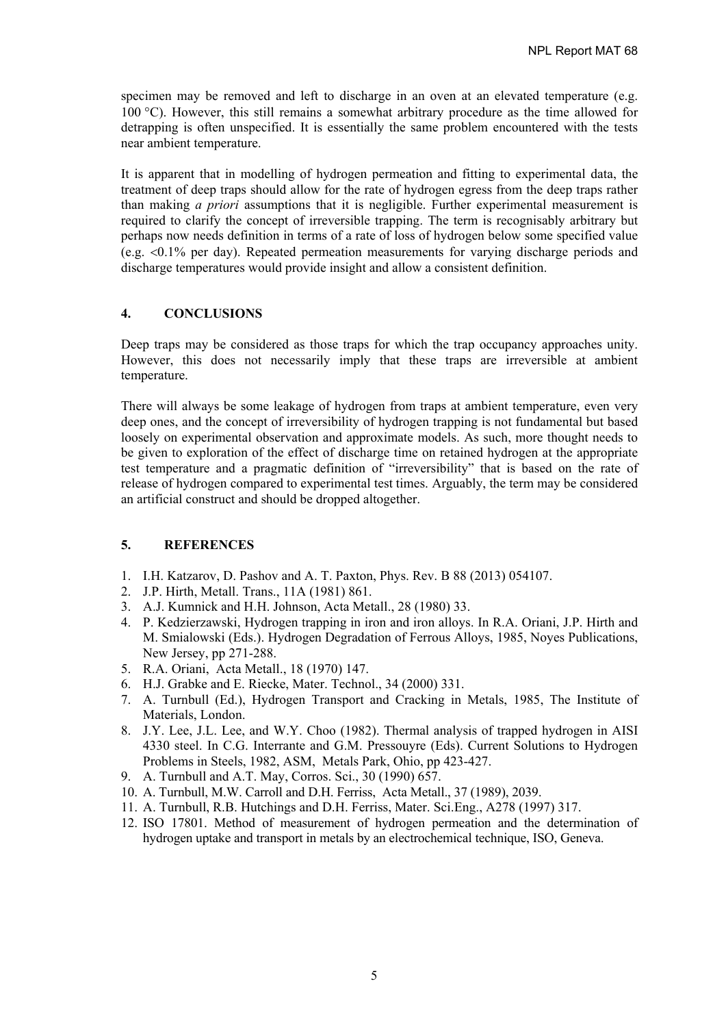specimen may be removed and left to discharge in an oven at an elevated temperature (e.g. 100 °C). However, this still remains a somewhat arbitrary procedure as the time allowed for detrapping is often unspecified. It is essentially the same problem encountered with the tests near ambient temperature.

It is apparent that in modelling of hydrogen permeation and fitting to experimental data, the treatment of deep traps should allow for the rate of hydrogen egress from the deep traps rather than making *a priori* assumptions that it is negligible. Further experimental measurement is required to clarify the concept of irreversible trapping. The term is recognisably arbitrary but perhaps now needs definition in terms of a rate of loss of hydrogen below some specified value (e.g. <0.1% per day). Repeated permeation measurements for varying discharge periods and discharge temperatures would provide insight and allow a consistent definition.

## 4. CONCLUSIONS

Deep traps may be considered as those traps for which the trap occupancy approaches unity. However, this does not necessarily imply that these traps are irreversible at ambient temperature.

There will always be some leakage of hydrogen from traps at ambient temperature, even very deep ones, and the concept of irreversibility of hydrogen trapping is not fundamental but based loosely on experimental observation and approximate models. As such, more thought needs to be given to exploration of the effect of discharge time on retained hydrogen at the appropriate test temperature and a pragmatic definition of "irreversibility" that is based on the rate of release of hydrogen compared to experimental test times. Arguably, the term may be considered an artificial construct and should be dropped altogether.

## 5. REFERENCES

1. I.H. Katzarov, D. Pashov and A. T. Paxton, Phys. Rev. B 88 (2013) 054107.
2. J.P. Hirth, Metall. Trans., 11A (1981) 861.
3. A.J. Kumnick and H.H. Johnson, Acta Metall., 28 (1980) 33.
4. P. Kedzierzawski, Hydrogen trapping in iron and iron alloys. In R.A. Oriani, J.P. Hirth and M. Smialowski (Eds.). Hydrogen Degradation of Ferrous Alloys, 1985, Noyes Publications, New Jersey, pp 271-288.
5. R.A. Oriani, Acta Metall., 18 (1970) 147.
6. H.J. Grabke and E. Riecke, Mater. Technol., 34 (2000) 331.
7. A. Turnbull (Ed.), Hydrogen Transport and Cracking in Metals, 1985, The Institute of Materials, London.
8. J.Y. Lee, J.L. Lee, and W.Y. Choo (1982). Thermal analysis of trapped hydrogen in AISI 4330 steel. In C.G. Interrante and G.M. Pressouyre (Eds). Current Solutions to Hydrogen Problems in Steels, 1982, ASM, Metals Park, Ohio, pp 423-427.
9. A. Turnbull and A.T. May, Corros. Sci., 30 (1990) 657.
10. A. Turnbull, M.W. Carroll and D.H. Ferriss, Acta Metall., 37 (1989), 2039.
11. A. Turnbull, R.B. Hutchings and D.H. Ferriss, Mater. Sci.Eng., A278 (1997) 317.
12. ISO 17801. Method of measurement of hydrogen permeation and the determination of hydrogen uptake and transport in metals by an electrochemical technique, ISO, Geneva.